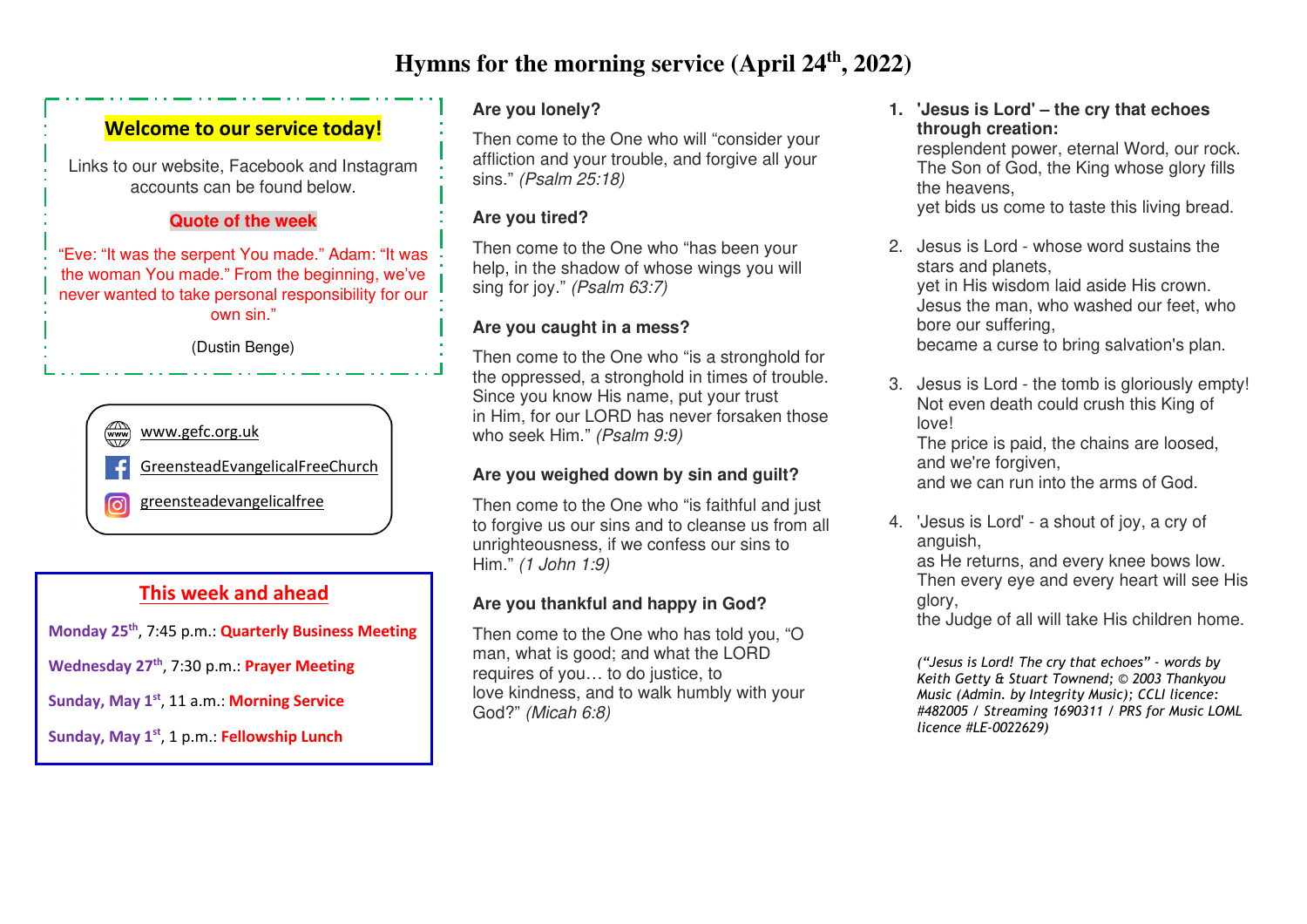# Hymns for the morning service (April 24th, 2022)

## Welcome to our service today!

Links to our website, Facebook and Instagram accounts can be found below.

**Quote of the week**

"Eve: "It was the serpent You made." Adam: "It was the woman You made." From the beginning, we've never wanted to take personal responsibility for our own sin."

(Dustin Benge)

www.gefc.org.uk

GreensteadEvangelicalFreeChurch

greensteadevangelicalfree

## This week and ahead

**Monday 25th**, 7:45 p.m.: **Quarterly Business Meeting**

**Wednesday 27th**, 7:30 p.m.: **Prayer Meeting**

**Sunday, May 1st**, 11 a.m.: **Morning Service**

**Sunday, May 1st**, 1 p.m.: **Fellowship Lunch**

**Are you lonely?**

Then come to the One who will "consider your affliction and your trouble, and forgive all your sins." *(Psalm 25:18)*

**Are you tired?**

Then come to the One who "has been your help, in the shadow of whose wings you will sing for joy." *(Psalm 63:7)*

**Are you caught in a mess?**

Then come to the One who "is a stronghold for the oppressed, a stronghold in times of trouble. Since you know His name, put your trust in Him, for our LORD has never forsaken those who seek Him." *(Psalm 9:9)*

**Are you weighed down by sin and guilt?**

Then come to the One who "is faithful and just to forgive us our sins and to cleanse us from all unrighteousness, if we confess our sins to Him." *(1 John 1:9)*

**Are you thankful and happy in God?**

Then come to the One who has told you, "O man, what is good; and what the LORD requires of you… to do justice, to love kindness, and to walk humbly with your God?" *(Micah 6:8)*

1. **'Jesus is Lord' – the cry that echoes through creation:**
   resplendent power, eternal Word, our rock.
   The Son of God, the King whose glory fills the heavens,
   yet bids us come to taste this living bread.

2. Jesus is Lord - whose word sustains the stars and planets,
   yet in His wisdom laid aside His crown.
   Jesus the man, who washed our feet, who bore our suffering,
   became a curse to bring salvation's plan.

3. Jesus is Lord - the tomb is gloriously empty!
   Not even death could crush this King of love!
   The price is paid, the chains are loosed, and we're forgiven,
   and we can run into the arms of God.

4. 'Jesus is Lord' - a shout of joy, a cry of anguish,
   as He returns, and every knee bows low.
   Then every eye and every heart will see His glory,
   the Judge of all will take His children home.

*("Jesus is Lord! The cry that echoes" - words by Keith Getty & Stuart Townend; © 2003 Thankyou Music (Admin. by Integrity Music); CCLI licence: #482005 / Streaming 1690311 / PRS for Music LOML licence #LE-0022629)*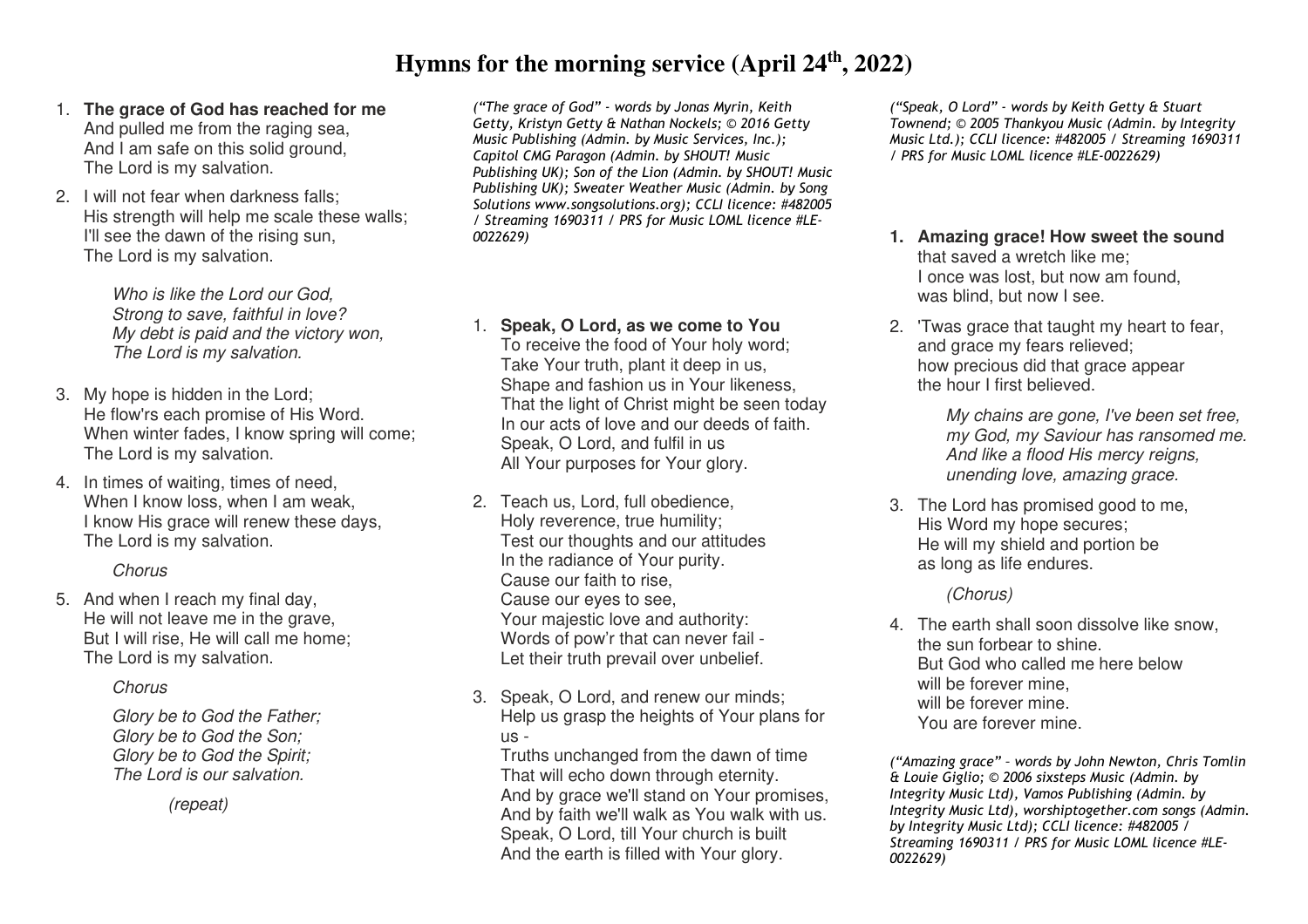# Hymns for the morning service (April 24th, 2022)

1. **The grace of God has reached for me**
   And pulled me from the raging sea,
   And I am safe on this solid ground,
   The Lord is my salvation.

2. I will not fear when darkness falls;
   His strength will help me scale these walls;
   I'll see the dawn of the rising sun,
   The Lord is my salvation.

   *Who is like the Lord our God,*
   *Strong to save, faithful in love?*
   *My debt is paid and the victory won,*
   *The Lord is my salvation.*

3. My hope is hidden in the Lord;
   He flow'rs each promise of His Word.
   When winter fades, I know spring will come;
   The Lord is my salvation.

4. In times of waiting, times of need,
   When I know loss, when I am weak,
   I know His grace will renew these days,
   The Lord is my salvation.

   *Chorus*

5. And when I reach my final day,
   He will not leave me in the grave,
   But I will rise, He will call me home;
   The Lord is my salvation.

   *Chorus*

   *Glory be to God the Father;*
   *Glory be to God the Son;*
   *Glory be to God the Spirit;*
   *The Lord is our salvation.*

   *(repeat)*

*("The grace of God" - words by Jonas Myrin, Keith Getty, Kristyn Getty & Nathan Nockels; © 2016 Getty Music Publishing (Admin. by Music Services, Inc.); Capitol CMG Paragon (Admin. by SHOUT! Music Publishing UK); Son of the Lion (Admin. by SHOUT! Music Publishing UK); Sweater Weather Music (Admin. by Song Solutions www.songsolutions.org); CCLI licence: #482005 / Streaming 1690311 / PRS for Music LOML licence #LE-0022629)*

1. **Speak, O Lord, as we come to You**
   To receive the food of Your holy word;
   Take Your truth, plant it deep in us,
   Shape and fashion us in Your likeness,
   That the light of Christ might be seen today
   In our acts of love and our deeds of faith.
   Speak, O Lord, and fulfil in us
   All Your purposes for Your glory.

2. Teach us, Lord, full obedience,
   Holy reverence, true humility;
   Test our thoughts and our attitudes
   In the radiance of Your purity.
   Cause our faith to rise,
   Cause our eyes to see,
   Your majestic love and authority:
   Words of pow'r that can never fail -
   Let their truth prevail over unbelief.

3. Speak, O Lord, and renew our minds;
   Help us grasp the heights of Your plans for us -
   Truths unchanged from the dawn of time
   That will echo down through eternity.
   And by grace we'll stand on Your promises,
   And by faith we'll walk as You walk with us.
   Speak, O Lord, till Your church is built
   And the earth is filled with Your glory.

*("Speak, O Lord" - words by Keith Getty & Stuart Townend; © 2005 Thankyou Music (Admin. by Integrity Music Ltd.); CCLI licence: #482005 / Streaming 1690311 / PRS for Music LOML licence #LE-0022629)*

1. **Amazing grace! How sweet the sound**
   that saved a wretch like me;
   I once was lost, but now am found,
   was blind, but now I see.

2. 'Twas grace that taught my heart to fear,
   and grace my fears relieved;
   how precious did that grace appear
   the hour I first believed.

   *My chains are gone, I've been set free,*
   *my God, my Saviour has ransomed me.*
   *And like a flood His mercy reigns,*
   *unending love, amazing grace.*

3. The Lord has promised good to me,
   His Word my hope secures;
   He will my shield and portion be
   as long as life endures.

   *(Chorus)*

4. The earth shall soon dissolve like snow,
   the sun forbear to shine.
   But God who called me here below
   will be forever mine,
   will be forever mine.
   You are forever mine.

*("Amazing grace" – words by John Newton, Chris Tomlin & Louie Giglio; © 2006 sixsteps Music (Admin. by Integrity Music Ltd), Vamos Publishing (Admin. by Integrity Music Ltd), worshiptogether.com songs (Admin. by Integrity Music Ltd); CCLI licence: #482005 / Streaming 1690311 / PRS for Music LOML licence #LE-0022629)*